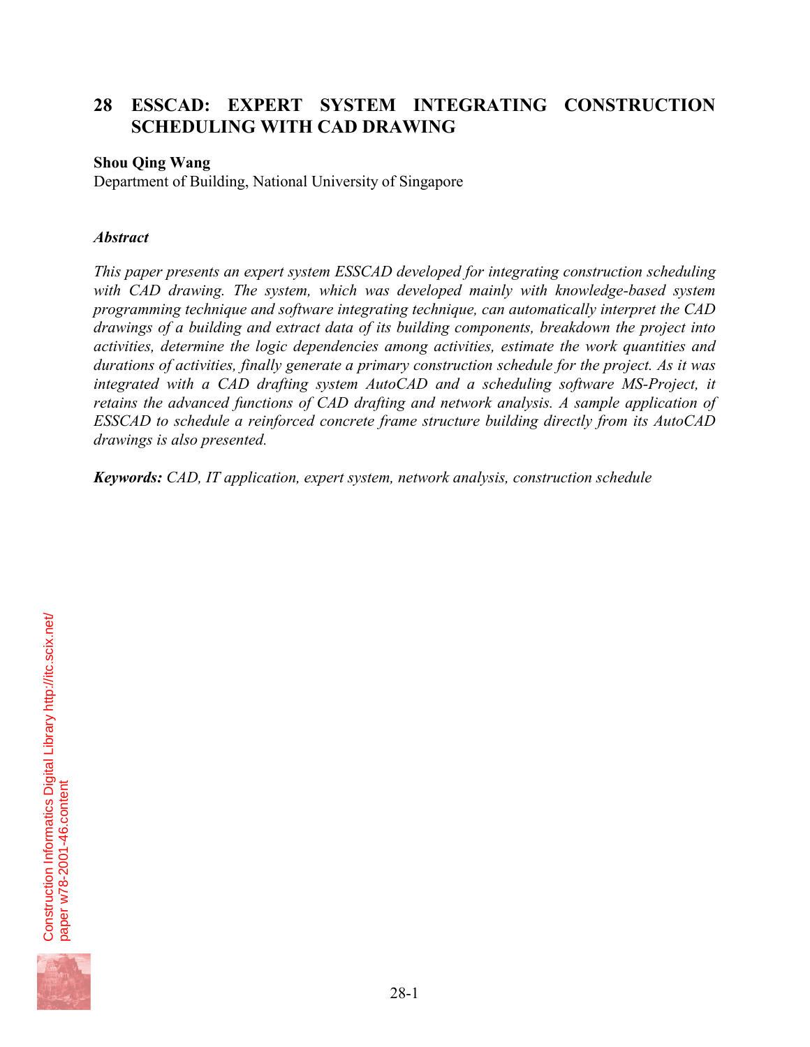# 28 ESSCAD: EXPERT SYSTEM INTEGRATING CONSTRUCTION SCHEDULING WITH CAD DRAWING

**Shou Qing Wang**

Department of Building, National University of Singapore

***Abstract***

*This paper presents an expert system ESSCAD developed for integrating construction scheduling with CAD drawing. The system, which was developed mainly with knowledge-based system programming technique and software integrating technique, can automatically interpret the CAD drawings of a building and extract data of its building components, breakdown the project into activities, determine the logic dependencies among activities, estimate the work quantities and durations of activities, finally generate a primary construction schedule for the project. As it was integrated with a CAD drafting system AutoCAD and a scheduling software MS-Project, it retains the advanced functions of CAD drafting and network analysis. A sample application of ESSCAD to schedule a reinforced concrete frame structure building directly from its AutoCAD drawings is also presented.*

***Keywords:*** *CAD, IT application, expert system, network analysis, construction schedule*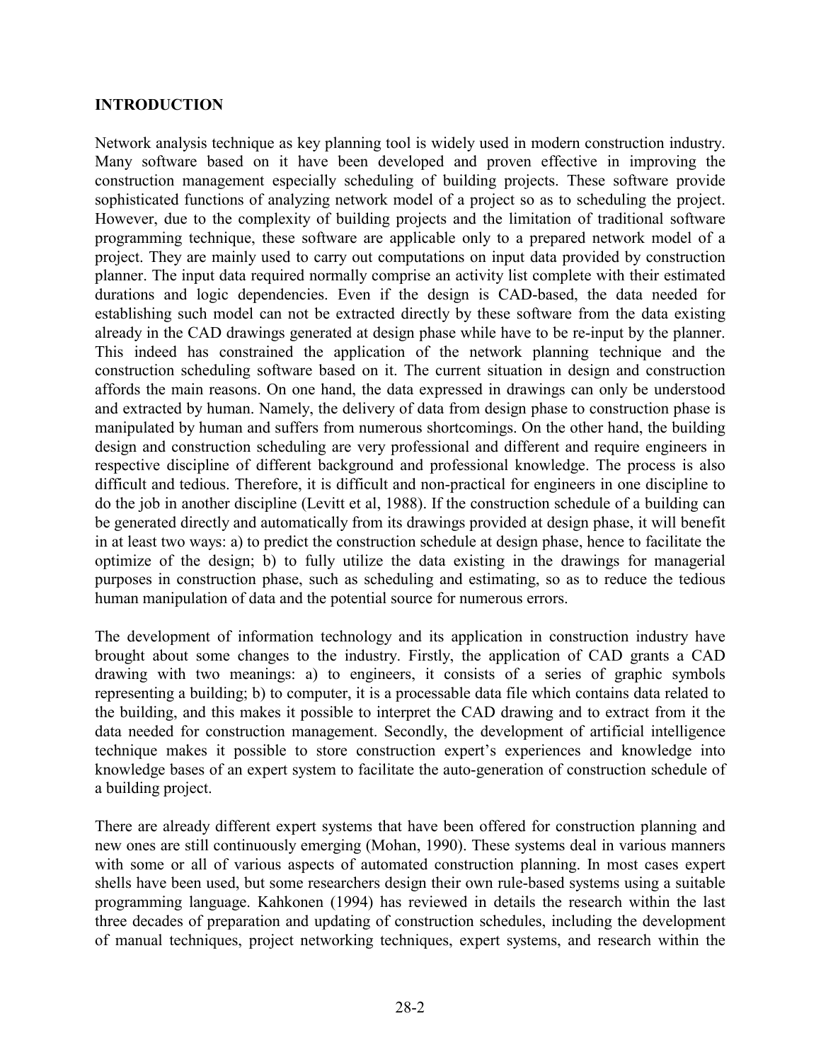## INTRODUCTION

Network analysis technique as key planning tool is widely used in modern construction industry. Many software based on it have been developed and proven effective in improving the construction management especially scheduling of building projects. These software provide sophisticated functions of analyzing network model of a project so as to scheduling the project. However, due to the complexity of building projects and the limitation of traditional software programming technique, these software are applicable only to a prepared network model of a project. They are mainly used to carry out computations on input data provided by construction planner. The input data required normally comprise an activity list complete with their estimated durations and logic dependencies. Even if the design is CAD-based, the data needed for establishing such model can not be extracted directly by these software from the data existing already in the CAD drawings generated at design phase while have to be re-input by the planner. This indeed has constrained the application of the network planning technique and the construction scheduling software based on it. The current situation in design and construction affords the main reasons. On one hand, the data expressed in drawings can only be understood and extracted by human. Namely, the delivery of data from design phase to construction phase is manipulated by human and suffers from numerous shortcomings. On the other hand, the building design and construction scheduling are very professional and different and require engineers in respective discipline of different background and professional knowledge. The process is also difficult and tedious. Therefore, it is difficult and non-practical for engineers in one discipline to do the job in another discipline (Levitt et al, 1988). If the construction schedule of a building can be generated directly and automatically from its drawings provided at design phase, it will benefit in at least two ways: a) to predict the construction schedule at design phase, hence to facilitate the optimize of the design; b) to fully utilize the data existing in the drawings for managerial purposes in construction phase, such as scheduling and estimating, so as to reduce the tedious human manipulation of data and the potential source for numerous errors.

The development of information technology and its application in construction industry have brought about some changes to the industry. Firstly, the application of CAD grants a CAD drawing with two meanings: a) to engineers, it consists of a series of graphic symbols representing a building; b) to computer, it is a processable data file which contains data related to the building, and this makes it possible to interpret the CAD drawing and to extract from it the data needed for construction management. Secondly, the development of artificial intelligence technique makes it possible to store construction expert's experiences and knowledge into knowledge bases of an expert system to facilitate the auto-generation of construction schedule of a building project.

There are already different expert systems that have been offered for construction planning and new ones are still continuously emerging (Mohan, 1990). These systems deal in various manners with some or all of various aspects of automated construction planning. In most cases expert shells have been used, but some researchers design their own rule-based systems using a suitable programming language. Kahkonen (1994) has reviewed in details the research within the last three decades of preparation and updating of construction schedules, including the development of manual techniques, project networking techniques, expert systems, and research within the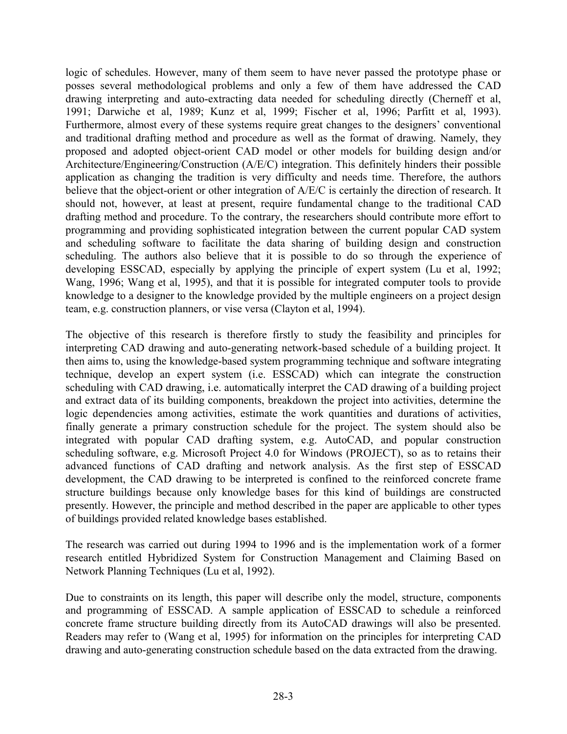logic of schedules. However, many of them seem to have never passed the prototype phase or posses several methodological problems and only a few of them have addressed the CAD drawing interpreting and auto-extracting data needed for scheduling directly (Cherneff et al, 1991; Darwiche et al, 1989; Kunz et al, 1999; Fischer et al, 1996; Parfitt et al, 1993). Furthermore, almost every of these systems require great changes to the designers' conventional and traditional drafting method and procedure as well as the format of drawing. Namely, they proposed and adopted object-orient CAD model or other models for building design and/or Architecture/Engineering/Construction (A/E/C) integration. This definitely hinders their possible application as changing the tradition is very difficulty and needs time. Therefore, the authors believe that the object-orient or other integration of A/E/C is certainly the direction of research. It should not, however, at least at present, require fundamental change to the traditional CAD drafting method and procedure. To the contrary, the researchers should contribute more effort to programming and providing sophisticated integration between the current popular CAD system and scheduling software to facilitate the data sharing of building design and construction scheduling. The authors also believe that it is possible to do so through the experience of developing ESSCAD, especially by applying the principle of expert system (Lu et al, 1992; Wang, 1996; Wang et al, 1995), and that it is possible for integrated computer tools to provide knowledge to a designer to the knowledge provided by the multiple engineers on a project design team, e.g. construction planners, or vise versa (Clayton et al, 1994).

The objective of this research is therefore firstly to study the feasibility and principles for interpreting CAD drawing and auto-generating network-based schedule of a building project. It then aims to, using the knowledge-based system programming technique and software integrating technique, develop an expert system (i.e. ESSCAD) which can integrate the construction scheduling with CAD drawing, i.e. automatically interpret the CAD drawing of a building project and extract data of its building components, breakdown the project into activities, determine the logic dependencies among activities, estimate the work quantities and durations of activities, finally generate a primary construction schedule for the project. The system should also be integrated with popular CAD drafting system, e.g. AutoCAD, and popular construction scheduling software, e.g. Microsoft Project 4.0 for Windows (PROJECT), so as to retains their advanced functions of CAD drafting and network analysis. As the first step of ESSCAD development, the CAD drawing to be interpreted is confined to the reinforced concrete frame structure buildings because only knowledge bases for this kind of buildings are constructed presently. However, the principle and method described in the paper are applicable to other types of buildings provided related knowledge bases established.

The research was carried out during 1994 to 1996 and is the implementation work of a former research entitled Hybridized System for Construction Management and Claiming Based on Network Planning Techniques (Lu et al, 1992).

Due to constraints on its length, this paper will describe only the model, structure, components and programming of ESSCAD. A sample application of ESSCAD to schedule a reinforced concrete frame structure building directly from its AutoCAD drawings will also be presented. Readers may refer to (Wang et al, 1995) for information on the principles for interpreting CAD drawing and auto-generating construction schedule based on the data extracted from the drawing.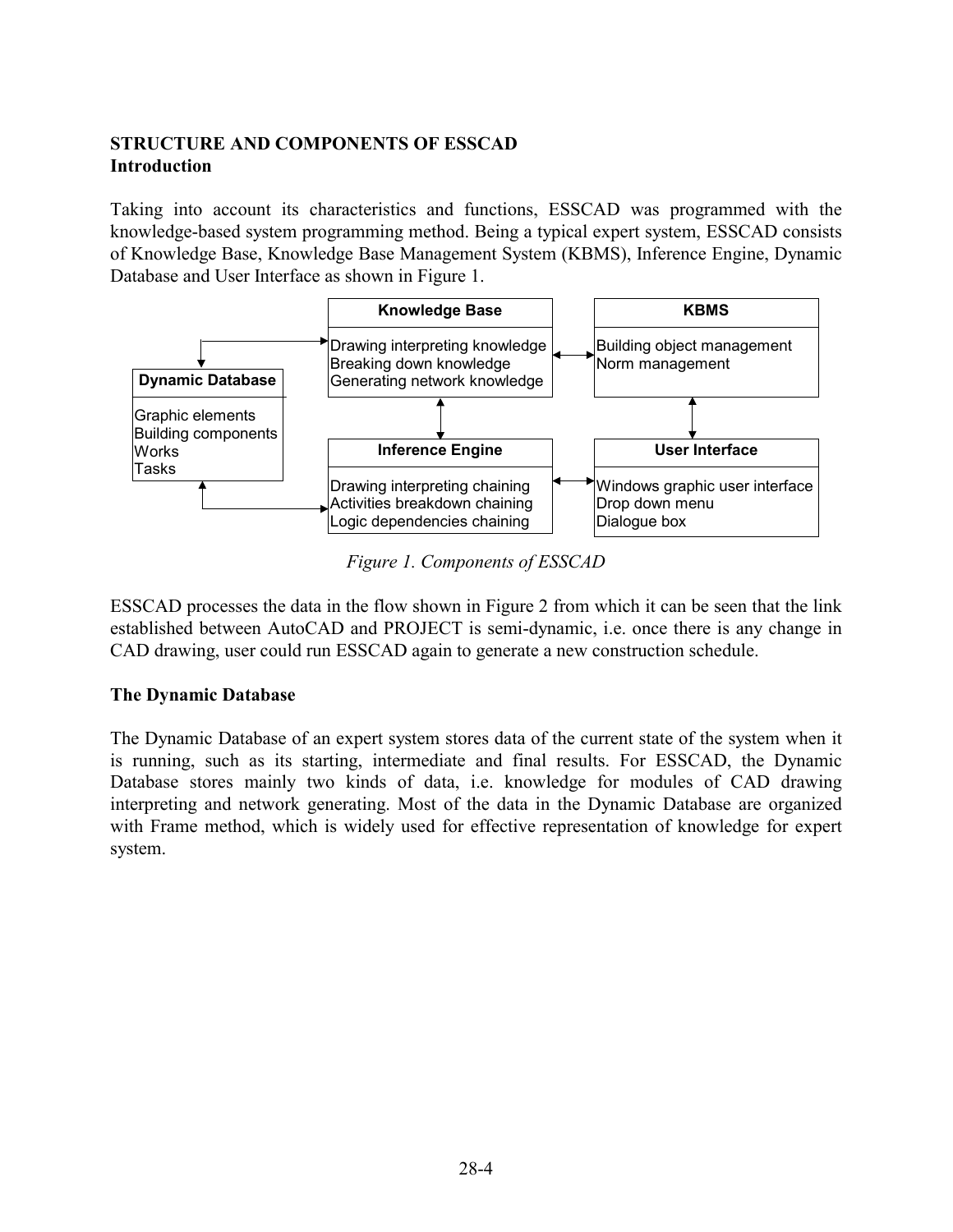## STRUCTURE AND COMPONENTS OF ESSCAD

### Introduction

Taking into account its characteristics and functions, ESSCAD was programmed with the knowledge-based system programming method. Being a typical expert system, ESSCAD consists of Knowledge Base, Knowledge Base Management System (KBMS), Inference Engine, Dynamic Database and User Interface as shown in Figure 1.

| Component | Contents |
|---|---|
| **Knowledge Base** | Drawing interpreting knowledge; Breaking down knowledge; Generating network knowledge |
| **KBMS** | Building object management; Norm management |
| **Dynamic Database** | Graphic elements; Building components; Works; Tasks |
| **Inference Engine** | Drawing interpreting chaining; Activities breakdown chaining; Logic dependencies chaining |
| **User Interface** | Windows graphic user interface; Drop down menu; Dialogue box |

*Figure 1. Components of ESSCAD*

ESSCAD processes the data in the flow shown in Figure 2 from which it can be seen that the link established between AutoCAD and PROJECT is semi-dynamic, i.e. once there is any change in CAD drawing, user could run ESSCAD again to generate a new construction schedule.

### The Dynamic Database

The Dynamic Database of an expert system stores data of the current state of the system when it is running, such as its starting, intermediate and final results. For ESSCAD, the Dynamic Database stores mainly two kinds of data, i.e. knowledge for modules of CAD drawing interpreting and network generating. Most of the data in the Dynamic Database are organized with Frame method, which is widely used for effective representation of knowledge for expert system.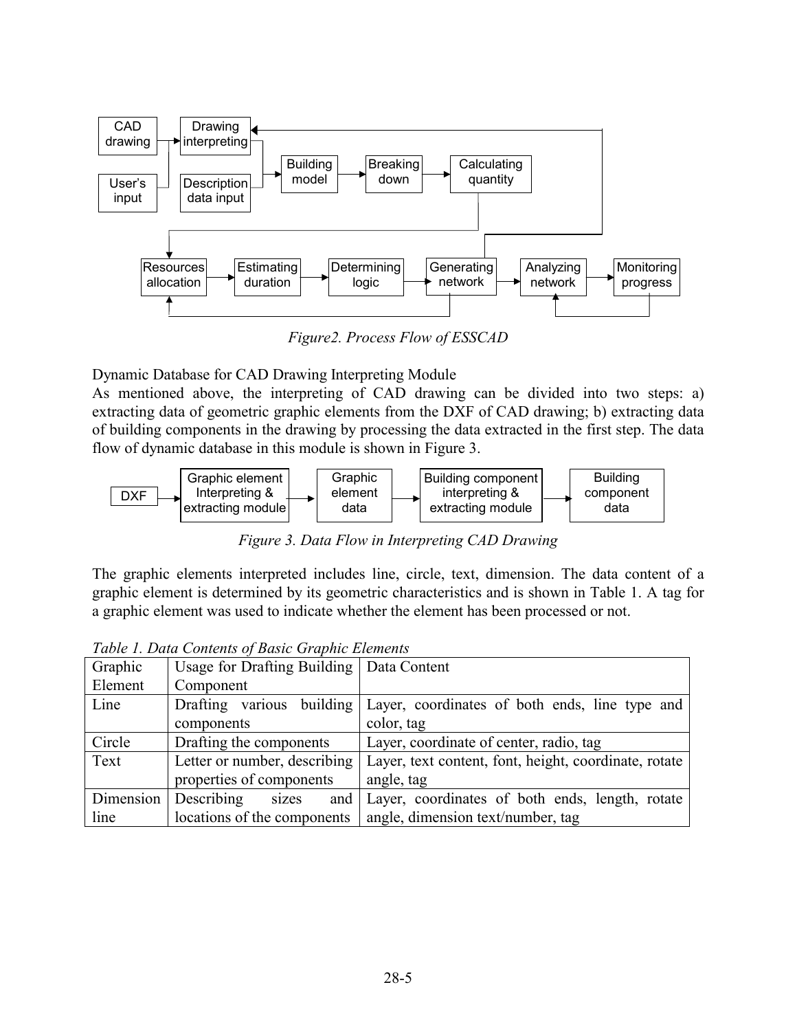Figure2. Process Flow of ESSCAD

Dynamic Database for CAD Drawing Interpreting Module

As mentioned above, the interpreting of CAD drawing can be divided into two steps: a) extracting data of geometric graphic elements from the DXF of CAD drawing; b) extracting data of building components in the drawing by processing the data extracted in the first step. The data flow of dynamic database in this module is shown in Figure 3.

*Figure 3. Data Flow in Interpreting CAD Drawing*

The graphic elements interpreted includes line, circle, text, dimension. The data content of a graphic element is determined by its geometric characteristics and is shown in Table 1. A tag for a graphic element was used to indicate whether the element has been processed or not.

*Table 1. Data Contents of Basic Graphic Elements*

| Graphic Element | Usage for Drafting Building Component | Data Content |
|---|---|---|
| Line | Drafting various building components | Layer, coordinates of both ends, line type and color, tag |
| Circle | Drafting the components | Layer, coordinate of center, radio, tag |
| Text | Letter or number, describing properties of components | Layer, text content, font, height, coordinate, rotate angle, tag |
| Dimension line | Describing sizes and locations of the components | Layer, coordinates of both ends, length, rotate angle, dimension text/number, tag |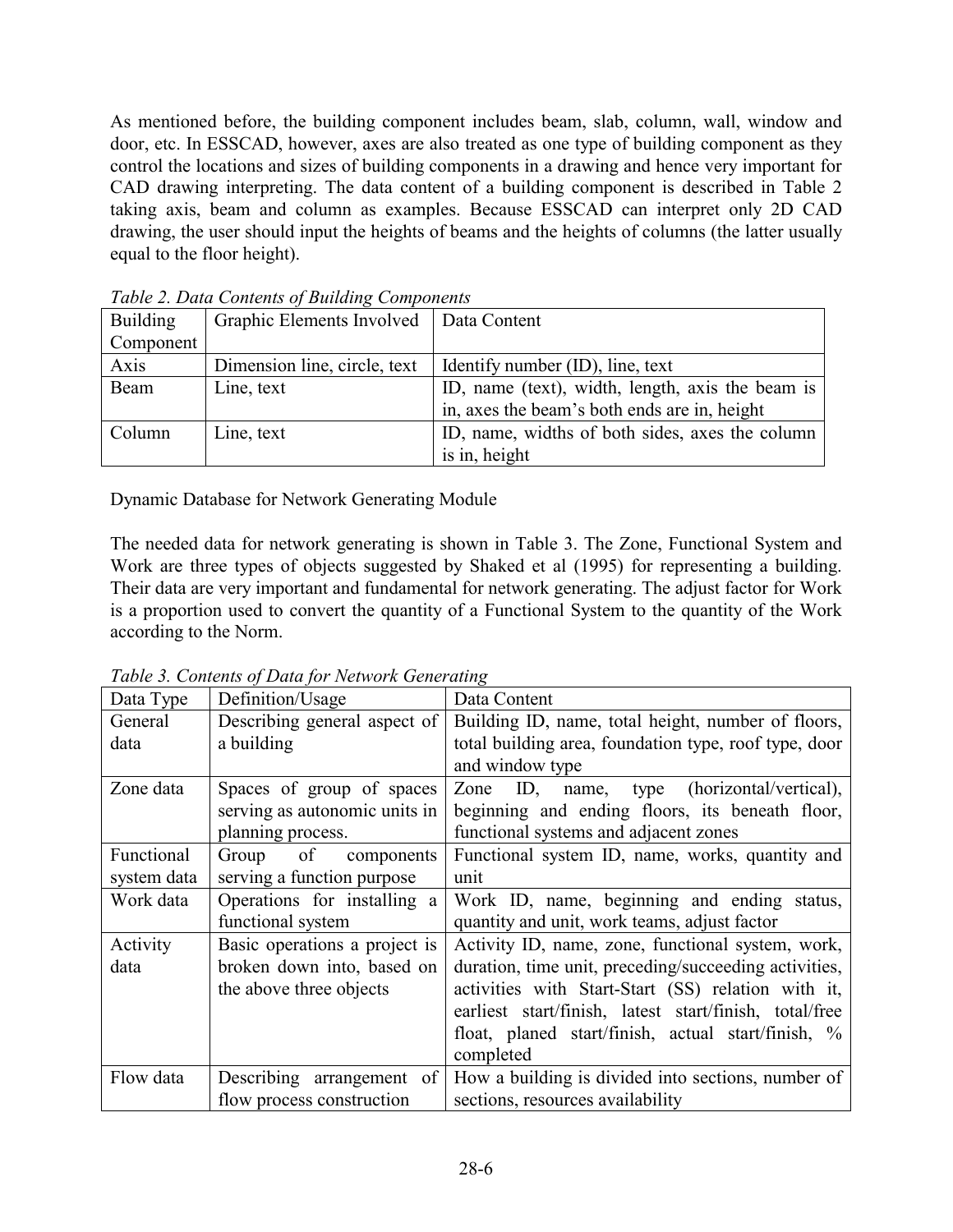As mentioned before, the building component includes beam, slab, column, wall, window and door, etc. In ESSCAD, however, axes are also treated as one type of building component as they control the locations and sizes of building components in a drawing and hence very important for CAD drawing interpreting. The data content of a building component is described in Table 2 taking axis, beam and column as examples. Because ESSCAD can interpret only 2D CAD drawing, the user should input the heights of beams and the heights of columns (the latter usually equal to the floor height).

*Table 2. Data Contents of Building Components*

| Building Component | Graphic Elements Involved | Data Content |
|---|---|---|
| Axis | Dimension line, circle, text | Identify number (ID), line, text |
| Beam | Line, text | ID, name (text), width, length, axis the beam is in, axes the beam's both ends are in, height |
| Column | Line, text | ID, name, widths of both sides, axes the column is in, height |

Dynamic Database for Network Generating Module

The needed data for network generating is shown in Table 3. The Zone, Functional System and Work are three types of objects suggested by Shaked et al (1995) for representing a building. Their data are very important and fundamental for network generating. The adjust factor for Work is a proportion used to convert the quantity of a Functional System to the quantity of the Work according to the Norm.

*Table 3. Contents of Data for Network Generating*

| Data Type | Definition/Usage | Data Content |
|---|---|---|
| General data | Describing general aspect of a building | Building ID, name, total height, number of floors, total building area, foundation type, roof type, door and window type |
| Zone data | Spaces of group of spaces serving as autonomic units in planning process. | Zone ID, name, type (horizontal/vertical), beginning and ending floors, its beneath floor, functional systems and adjacent zones |
| Functional system data | Group of components serving a function purpose | Functional system ID, name, works, quantity and unit |
| Work data | Operations for installing a functional system | Work ID, name, beginning and ending status, quantity and unit, work teams, adjust factor |
| Activity data | Basic operations a project is broken down into, based on the above three objects | Activity ID, name, zone, functional system, work, duration, time unit, preceding/succeeding activities, activities with Start-Start (SS) relation with it, earliest start/finish, latest start/finish, total/free float, planed start/finish, actual start/finish, % completed |
| Flow data | Describing arrangement of flow process construction | How a building is divided into sections, number of sections, resources availability |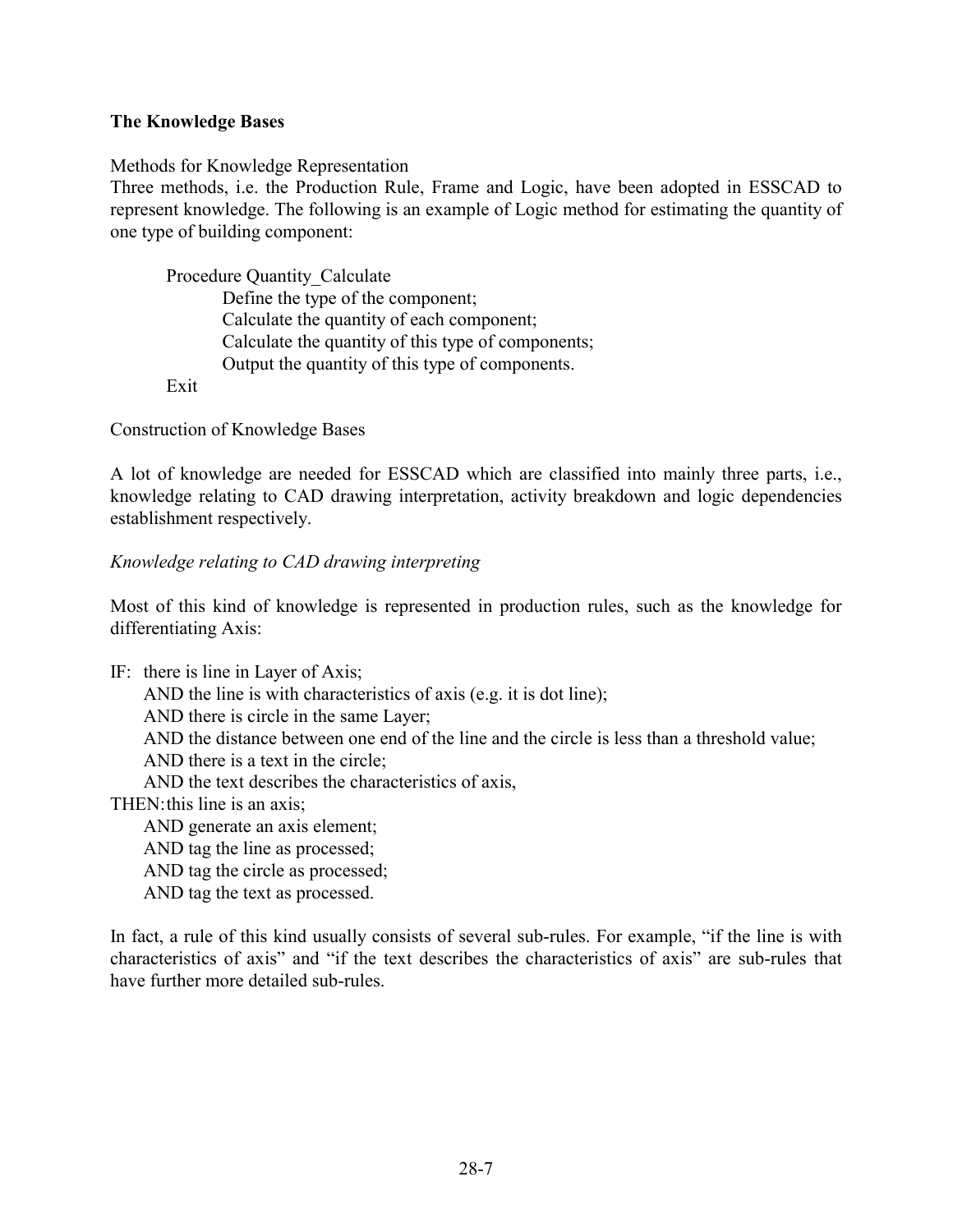**The Knowledge Bases**

Methods for Knowledge Representation

Three methods, i.e. the Production Rule, Frame and Logic, have been adopted in ESSCAD to represent knowledge. The following is an example of Logic method for estimating the quantity of one type of building component:

```
Procedure Quantity_Calculate
        Define the type of the component;
        Calculate the quantity of each component;
        Calculate the quantity of this type of components;
        Output the quantity of this type of components.
Exit
```

Construction of Knowledge Bases

A lot of knowledge are needed for ESSCAD which are classified into mainly three parts, i.e., knowledge relating to CAD drawing interpretation, activity breakdown and logic dependencies establishment respectively.

*Knowledge relating to CAD drawing interpreting*

Most of this kind of knowledge is represented in production rules, such as the knowledge for differentiating Axis:

```
IF:   there is line in Layer of Axis;
      AND the line is with characteristics of axis (e.g. it is dot line);
      AND there is circle in the same Layer;
      AND the distance between one end of the line and the circle is less than a threshold value;
      AND there is a text in the circle;
      AND the text describes the characteristics of axis,
THEN: this line is an axis;
      AND generate an axis element;
      AND tag the line as processed;
      AND tag the circle as processed;
      AND tag the text as processed.
```

In fact, a rule of this kind usually consists of several sub-rules. For example, "if the line is with characteristics of axis" and "if the text describes the characteristics of axis" are sub-rules that have further more detailed sub-rules.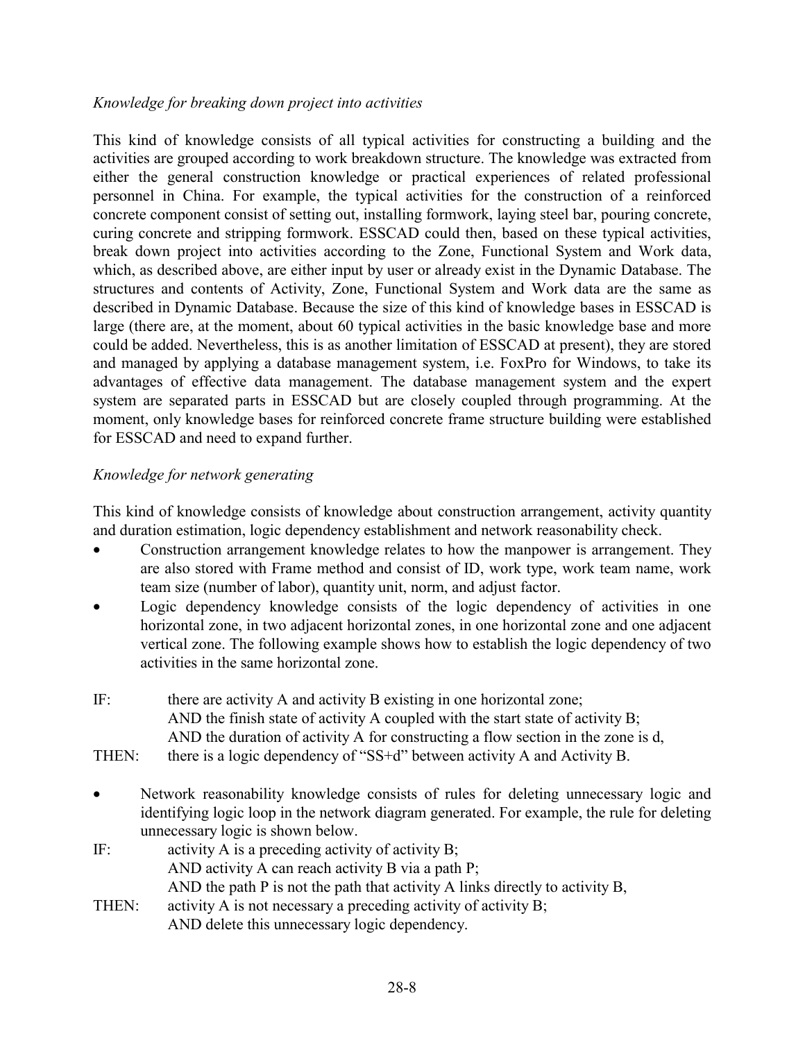*Knowledge for breaking down project into activities*

This kind of knowledge consists of all typical activities for constructing a building and the activities are grouped according to work breakdown structure. The knowledge was extracted from either the general construction knowledge or practical experiences of related professional personnel in China. For example, the typical activities for the construction of a reinforced concrete component consist of setting out, installing formwork, laying steel bar, pouring concrete, curing concrete and stripping formwork. ESSCAD could then, based on these typical activities, break down project into activities according to the Zone, Functional System and Work data, which, as described above, are either input by user or already exist in the Dynamic Database. The structures and contents of Activity, Zone, Functional System and Work data are the same as described in Dynamic Database. Because the size of this kind of knowledge bases in ESSCAD is large (there are, at the moment, about 60 typical activities in the basic knowledge base and more could be added. Nevertheless, this is as another limitation of ESSCAD at present), they are stored and managed by applying a database management system, i.e. FoxPro for Windows, to take its advantages of effective data management. The database management system and the expert system are separated parts in ESSCAD but are closely coupled through programming. At the moment, only knowledge bases for reinforced concrete frame structure building were established for ESSCAD and need to expand further.

*Knowledge for network generating*

This kind of knowledge consists of knowledge about construction arrangement, activity quantity and duration estimation, logic dependency establishment and network reasonability check.

- Construction arrangement knowledge relates to how the manpower is arrangement. They are also stored with Frame method and consist of ID, work type, work team name, work team size (number of labor), quantity unit, norm, and adjust factor.
- Logic dependency knowledge consists of the logic dependency of activities in one horizontal zone, in two adjacent horizontal zones, in one horizontal zone and one adjacent vertical zone. The following example shows how to establish the logic dependency of two activities in the same horizontal zone.

IF: there are activity A and activity B existing in one horizontal zone;
AND the finish state of activity A coupled with the start state of activity B;
AND the duration of activity A for constructing a flow section in the zone is d,
THEN: there is a logic dependency of "SS+d" between activity A and Activity B.

- Network reasonability knowledge consists of rules for deleting unnecessary logic and identifying logic loop in the network diagram generated. For example, the rule for deleting unnecessary logic is shown below.

IF: activity A is a preceding activity of activity B;
AND activity A can reach activity B via a path P;
AND the path P is not the path that activity A links directly to activity B,
THEN: activity A is not necessary a preceding activity of activity B;
AND delete this unnecessary logic dependency.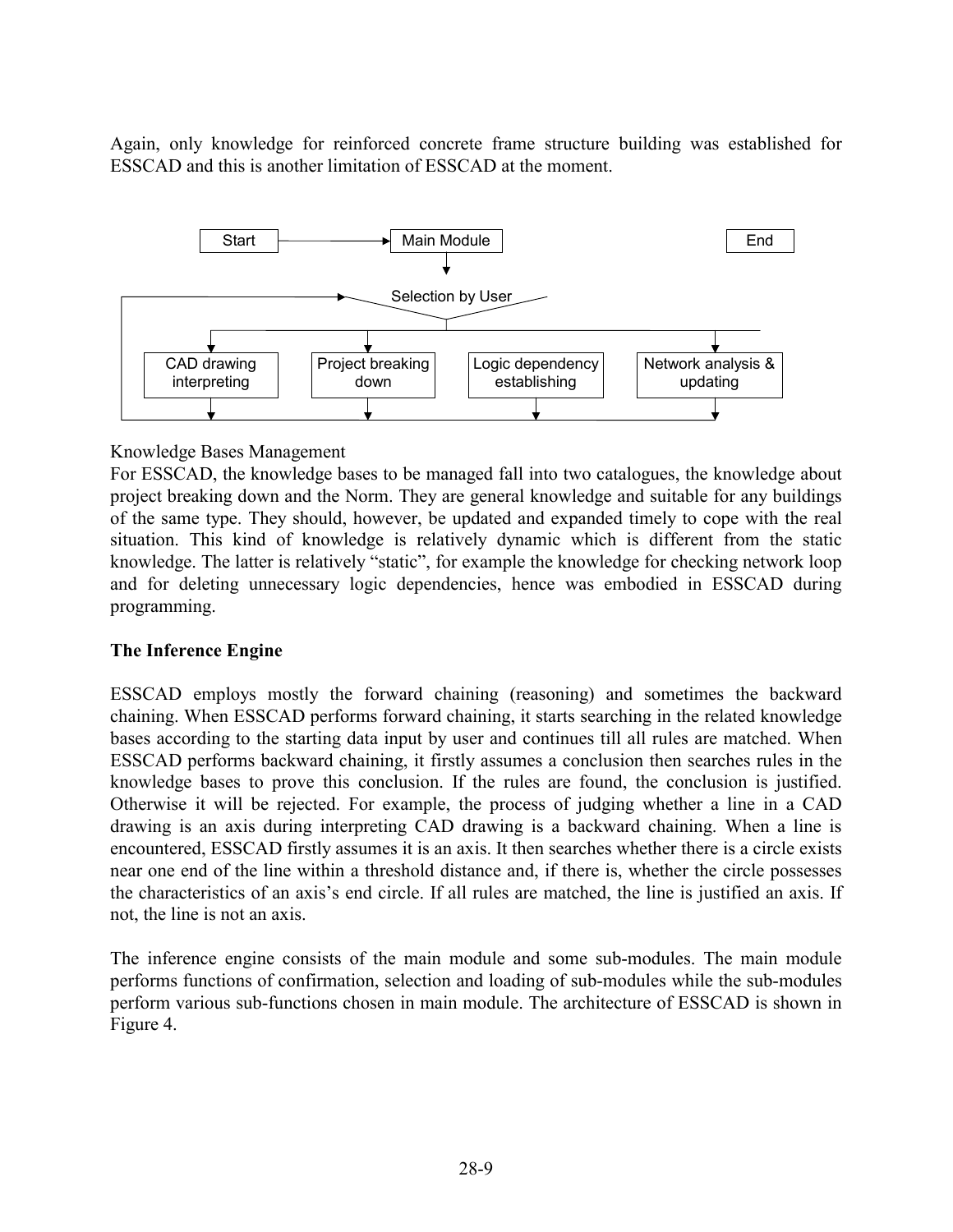Again, only knowledge for reinforced concrete frame structure building was established for ESSCAD and this is another limitation of ESSCAD at the moment.

Start → Main Module → Selection by User → CAD drawing interpreting | Project breaking down | Logic dependency establishing | Network analysis & updating → End

Knowledge Bases Management

For ESSCAD, the knowledge bases to be managed fall into two catalogues, the knowledge about project breaking down and the Norm. They are general knowledge and suitable for any buildings of the same type. They should, however, be updated and expanded timely to cope with the real situation. This kind of knowledge is relatively dynamic which is different from the static knowledge. The latter is relatively "static", for example the knowledge for checking network loop and for deleting unnecessary logic dependencies, hence was embodied in ESSCAD during programming.

**The Inference Engine**

ESSCAD employs mostly the forward chaining (reasoning) and sometimes the backward chaining. When ESSCAD performs forward chaining, it starts searching in the related knowledge bases according to the starting data input by user and continues till all rules are matched. When ESSCAD performs backward chaining, it firstly assumes a conclusion then searches rules in the knowledge bases to prove this conclusion. If the rules are found, the conclusion is justified. Otherwise it will be rejected. For example, the process of judging whether a line in a CAD drawing is an axis during interpreting CAD drawing is a backward chaining. When a line is encountered, ESSCAD firstly assumes it is an axis. It then searches whether there is a circle exists near one end of the line within a threshold distance and, if there is, whether the circle possesses the characteristics of an axis's end circle. If all rules are matched, the line is justified an axis. If not, the line is not an axis.

The inference engine consists of the main module and some sub-modules. The main module performs functions of confirmation, selection and loading of sub-modules while the sub-modules perform various sub-functions chosen in main module. The architecture of ESSCAD is shown in Figure 4.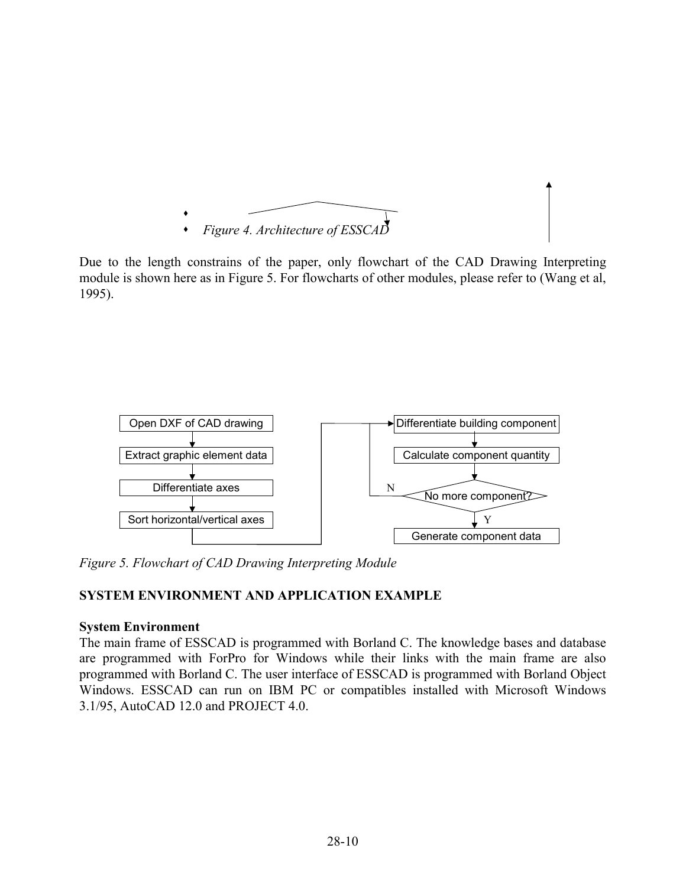*Figure 4. Architecture of ESSCAD*

Due to the length constrains of the paper, only flowchart of the CAD Drawing Interpreting module is shown here as in Figure 5. For flowcharts of other modules, please refer to (Wang et al, 1995).

Open DXF of CAD drawing

Extract graphic element data

Differentiate axes

Sort horizontal/vertical axes

Differentiate building component

Calculate component quantity

No more component?

N

Y

Generate component data

*Figure 5. Flowchart of CAD Drawing Interpreting Module*

## SYSTEM ENVIRONMENT AND APPLICATION EXAMPLE

### System Environment

The main frame of ESSCAD is programmed with Borland C. The knowledge bases and database are programmed with ForPro for Windows while their links with the main frame are also programmed with Borland C. The user interface of ESSCAD is programmed with Borland Object Windows. ESSCAD can run on IBM PC or compatibles installed with Microsoft Windows 3.1/95, AutoCAD 12.0 and PROJECT 4.0.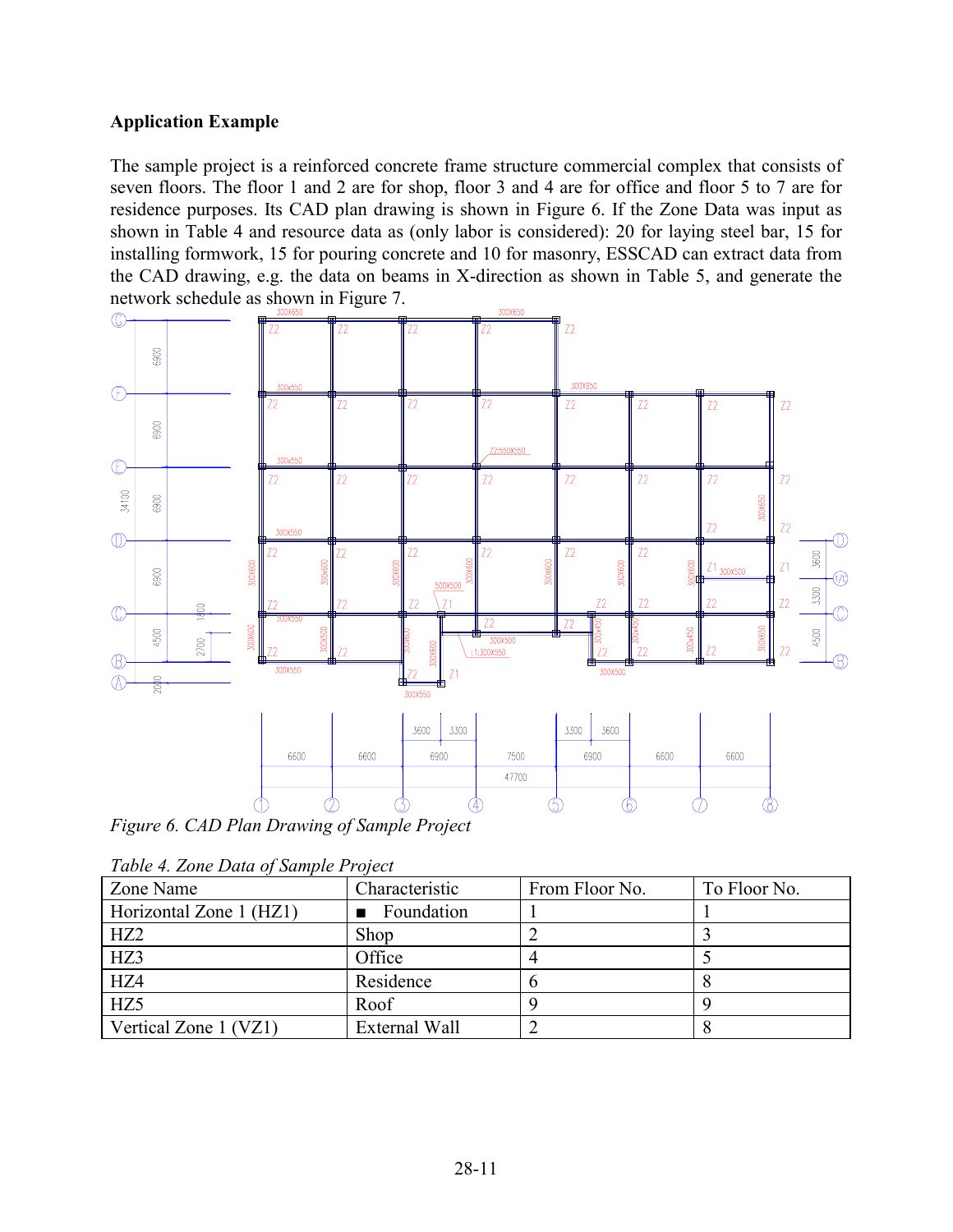**Application Example**

The sample project is a reinforced concrete frame structure commercial complex that consists of seven floors. The floor 1 and 2 are for shop, floor 3 and 4 are for office and floor 5 to 7 are for residence purposes. Its CAD plan drawing is shown in Figure 6. If the Zone Data was input as shown in Table 4 and resource data as (only labor is considered): 20 for laying steel bar, 15 for installing formwork, 15 for pouring concrete and 10 for masonry, ESSCAD can extract data from the CAD drawing, e.g. the data on beams in X-direction as shown in Table 5, and generate the network schedule as shown in Figure 7.

*Figure 6. CAD Plan Drawing of Sample Project*

*Table 4. Zone Data of Sample Project*

| Zone Name | Characteristic | From Floor No. | To Floor No. |
|---|---|---|---|
| Horizontal Zone 1 (HZ1) | ■ Foundation | 1 | 1 |
| HZ2 | Shop | 2 | 3 |
| HZ3 | Office | 4 | 5 |
| HZ4 | Residence | 6 | 8 |
| HZ5 | Roof | 9 | 9 |
| Vertical Zone 1 (VZ1) | External Wall | 2 | 8 |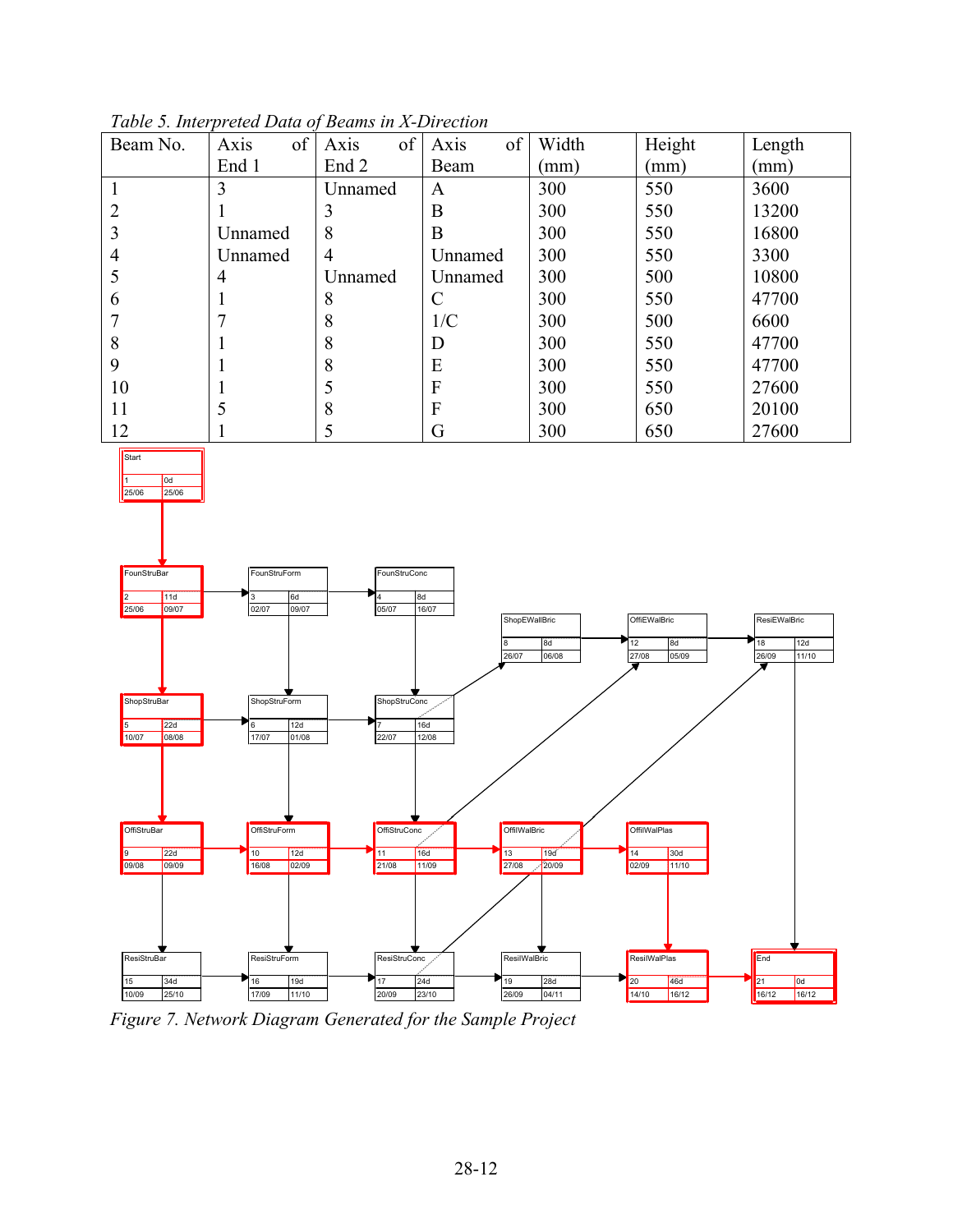*Table 5. Interpreted Data of Beams in X-Direction*

| Beam No. | Axis of End 1 | Axis of End 2 | Axis of Beam | Width (mm) | Height (mm) | Length (mm) |
|---|---|---|---|---|---|---|
| 1 | 3 | Unnamed | A | 300 | 550 | 3600 |
| 2 | 1 | 3 | B | 300 | 550 | 13200 |
| 3 | Unnamed | 8 | B | 300 | 550 | 16800 |
| 4 | Unnamed | 4 | Unnamed | 300 | 550 | 3300 |
| 5 | 4 | Unnamed | Unnamed | 300 | 500 | 10800 |
| 6 | 1 | 8 | C | 300 | 550 | 47700 |
| 7 | 7 | 8 | 1/C | 300 | 500 | 6600 |
| 8 | 1 | 8 | D | 300 | 550 | 47700 |
| 9 | 1 | 8 | E | 300 | 550 | 47700 |
| 10 | 1 | 5 | F | 300 | 550 | 27600 |
| 11 | 5 | 8 | F | 300 | 650 | 20100 |
| 12 | 1 | 5 | G | 300 | 650 | 27600 |

*Figure 7. Network Diagram Generated for the Sample Project*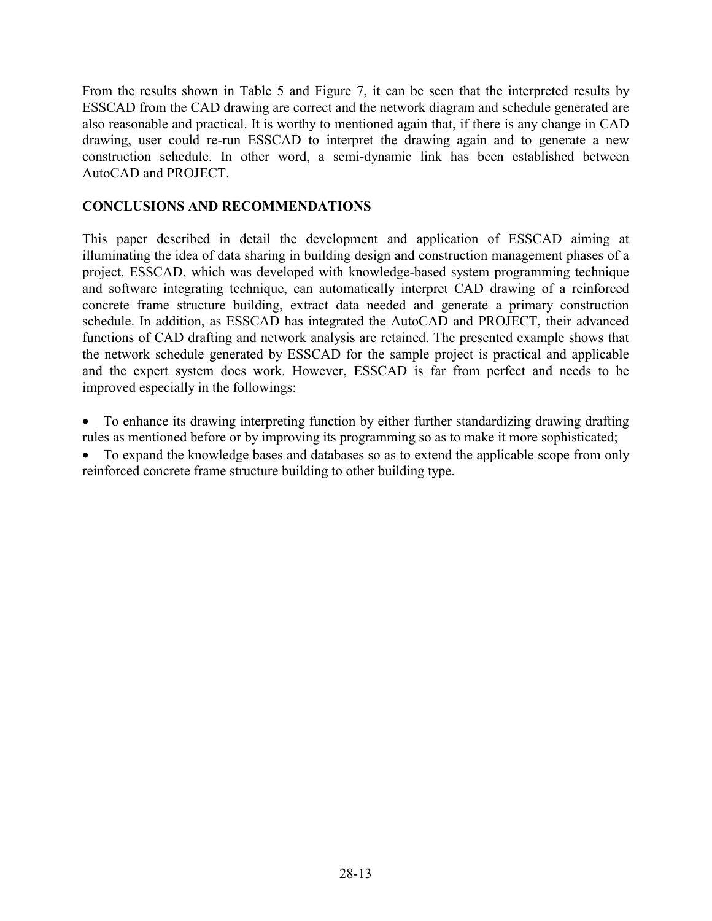From the results shown in Table 5 and Figure 7, it can be seen that the interpreted results by ESSCAD from the CAD drawing are correct and the network diagram and schedule generated are also reasonable and practical. It is worthy to mentioned again that, if there is any change in CAD drawing, user could re-run ESSCAD to interpret the drawing again and to generate a new construction schedule. In other word, a semi-dynamic link has been established between AutoCAD and PROJECT.

## CONCLUSIONS AND RECOMMENDATIONS

This paper described in detail the development and application of ESSCAD aiming at illuminating the idea of data sharing in building design and construction management phases of a project. ESSCAD, which was developed with knowledge-based system programming technique and software integrating technique, can automatically interpret CAD drawing of a reinforced concrete frame structure building, extract data needed and generate a primary construction schedule. In addition, as ESSCAD has integrated the AutoCAD and PROJECT, their advanced functions of CAD drafting and network analysis are retained. The presented example shows that the network schedule generated by ESSCAD for the sample project is practical and applicable and the expert system does work. However, ESSCAD is far from perfect and needs to be improved especially in the followings:

- To enhance its drawing interpreting function by either further standardizing drawing drafting rules as mentioned before or by improving its programming so as to make it more sophisticated;
- To expand the knowledge bases and databases so as to extend the applicable scope from only reinforced concrete frame structure building to other building type.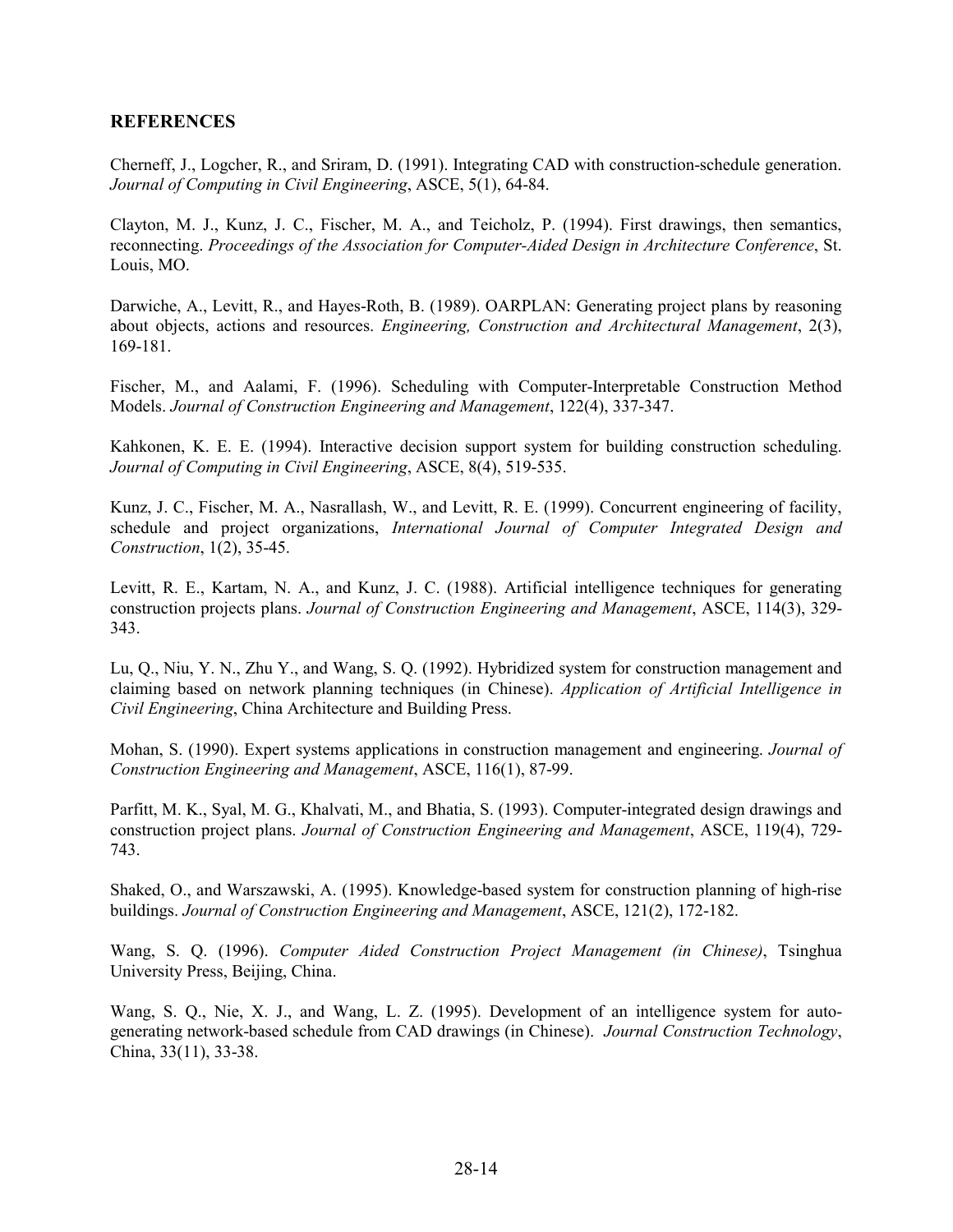## REFERENCES

Cherneff, J., Logcher, R., and Sriram, D. (1991). Integrating CAD with construction-schedule generation. *Journal of Computing in Civil Engineering*, ASCE, 5(1), 64-84.

Clayton, M. J., Kunz, J. C., Fischer, M. A., and Teicholz, P. (1994). First drawings, then semantics, reconnecting. *Proceedings of the Association for Computer-Aided Design in Architecture Conference*, St. Louis, MO.

Darwiche, A., Levitt, R., and Hayes-Roth, B. (1989). OARPLAN: Generating project plans by reasoning about objects, actions and resources. *Engineering, Construction and Architectural Management*, 2(3), 169-181.

Fischer, M., and Aalami, F. (1996). Scheduling with Computer-Interpretable Construction Method Models. *Journal of Construction Engineering and Management*, 122(4), 337-347.

Kahkonen, K. E. E. (1994). Interactive decision support system for building construction scheduling. *Journal of Computing in Civil Engineering*, ASCE, 8(4), 519-535.

Kunz, J. C., Fischer, M. A., Nasrallash, W., and Levitt, R. E. (1999). Concurrent engineering of facility, schedule and project organizations, *International Journal of Computer Integrated Design and Construction*, 1(2), 35-45.

Levitt, R. E., Kartam, N. A., and Kunz, J. C. (1988). Artificial intelligence techniques for generating construction projects plans. *Journal of Construction Engineering and Management*, ASCE, 114(3), 329-343.

Lu, Q., Niu, Y. N., Zhu Y., and Wang, S. Q. (1992). Hybridized system for construction management and claiming based on network planning techniques (in Chinese). *Application of Artificial Intelligence in Civil Engineering*, China Architecture and Building Press.

Mohan, S. (1990). Expert systems applications in construction management and engineering. *Journal of Construction Engineering and Management*, ASCE, 116(1), 87-99.

Parfitt, M. K., Syal, M. G., Khalvati, M., and Bhatia, S. (1993). Computer-integrated design drawings and construction project plans. *Journal of Construction Engineering and Management*, ASCE, 119(4), 729-743.

Shaked, O., and Warszawski, A. (1995). Knowledge-based system for construction planning of high-rise buildings. *Journal of Construction Engineering and Management*, ASCE, 121(2), 172-182.

Wang, S. Q. (1996). *Computer Aided Construction Project Management (in Chinese)*, Tsinghua University Press, Beijing, China.

Wang, S. Q., Nie, X. J., and Wang, L. Z. (1995). Development of an intelligence system for auto-generating network-based schedule from CAD drawings (in Chinese). *Journal Construction Technology*, China, 33(11), 33-38.